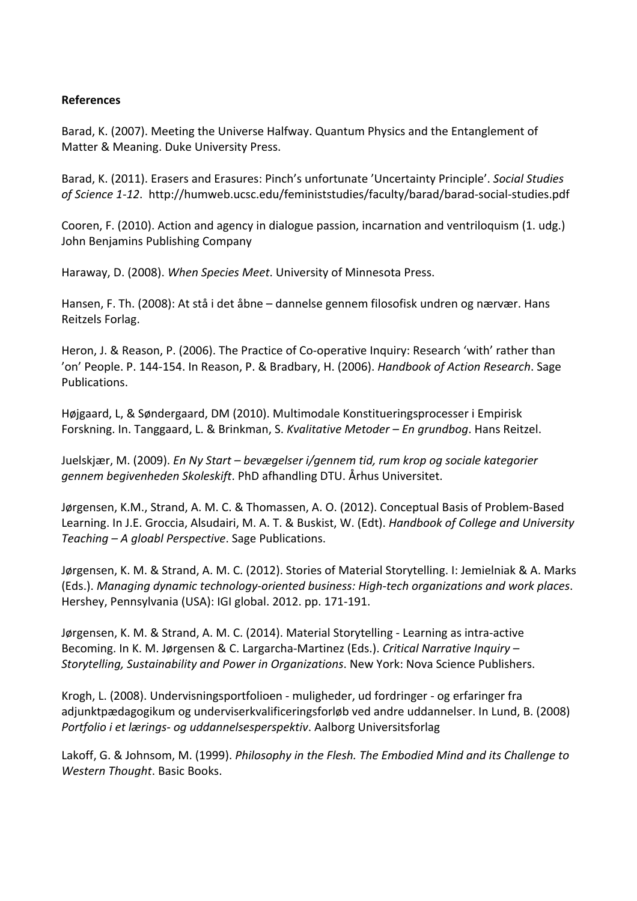**References**

Barad, K. (2007). Meeting the Universe Halfway. Quantum Physics and the Entanglement of Matter & Meaning. Duke University Press.

Barad, K. (2011). Erasers and Erasures: Pinch's unfortunate 'Uncertainty Principle'. *Social Studies of Science 1-12*. http://humweb.ucsc.edu/feministstudies/faculty/barad/barad-social-studies.pdf

Cooren, F. (2010). Action and agency in dialogue passion, incarnation and ventriloquism (1. udg.) John Benjamins Publishing Company

Haraway, D. (2008). *When Species Meet*. University of Minnesota Press.

Hansen, F. Th. (2008): At stå i det åbne – dannelse gennem filosofisk undren og nærvær. Hans Reitzels Forlag.

Heron, J. & Reason, P. (2006). The Practice of Co-operative Inquiry: Research 'with' rather than 'on' People. P. 144-154. In Reason, P. & Bradbary, H. (2006). *Handbook of Action Research*. Sage Publications.

Højgaard, L, & Søndergaard, DM (2010). Multimodale Konstitueringsprocesser i Empirisk Forskning. In. Tanggaard, L. & Brinkman, S. *Kvalitative Metoder – En grundbog*. Hans Reitzel.

Juelskjær, M. (2009). *En Ny Start – bevægelser i/gennem tid, rum krop og sociale kategorier gennem begivenheden Skoleskift*. PhD afhandling DTU. Århus Universitet.

Jørgensen, K.M., Strand, A. M. C. & Thomassen, A. O. (2012). Conceptual Basis of Problem-Based Learning. In J.E. Groccia, Alsudairi, M. A. T. & Buskist, W. (Edt). *Handbook of College and University Teaching – A gloabl Perspective*. Sage Publications.

Jørgensen, K. M. & Strand, A. M. C. (2012). Stories of Material Storytelling. I: Jemielniak & A. Marks (Eds.). *Managing dynamic technology-oriented business: High-tech organizations and work places*. Hershey, Pennsylvania (USA): IGI global. 2012. pp. 171-191.

Jørgensen, K. M. & Strand, A. M. C. (2014). Material Storytelling - Learning as intra-active Becoming. In K. M. Jørgensen & C. Largarcha-Martinez (Eds.). *Critical Narrative Inquiry – Storytelling, Sustainability and Power in Organizations*. New York: Nova Science Publishers.

Krogh, L. (2008). Undervisningsportfolioen - muligheder, ud fordringer - og erfaringer fra adjunktpædagogikum og underviserkvalificeringsforløb ved andre uddannelser. In Lund, B. (2008) *Portfolio i et lærings- og uddannelsesperspektiv*. Aalborg Universitsforlag

Lakoff, G. & Johnsom, M. (1999). *Philosophy in the Flesh. The Embodied Mind and its Challenge to Western Thought*. Basic Books.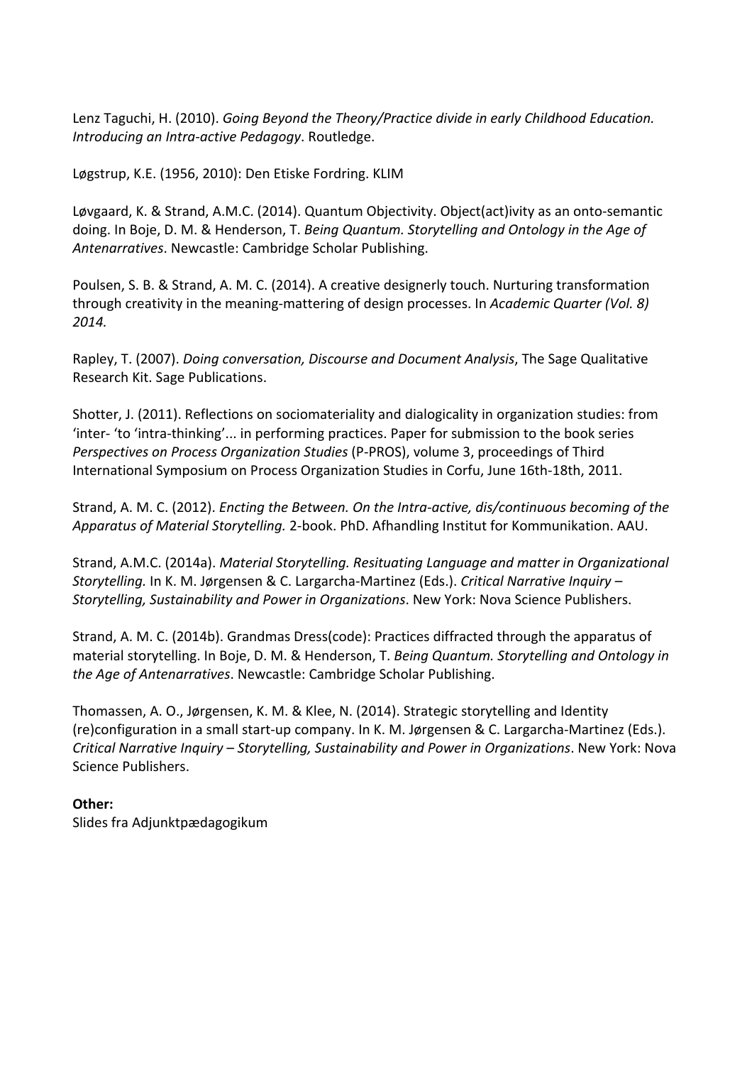Lenz Taguchi, H. (2010). *Going Beyond the Theory/Practice divide in early Childhood Education. Introducing an Intra-active Pedagogy*. Routledge.

Løgstrup, K.E. (1956, 2010): Den Etiske Fordring. KLIM

Løvgaard, K. & Strand, A.M.C. (2014). Quantum Objectivity. Object(act)ivity as an onto-semantic doing. In Boje, D. M. & Henderson, T. *Being Quantum. Storytelling and Ontology in the Age of Antenarratives*. Newcastle: Cambridge Scholar Publishing.

Poulsen, S. B. & Strand, A. M. C. (2014). A creative designerly touch. Nurturing transformation through creativity in the meaning-mattering of design processes. In *Academic Quarter (Vol. 8) 2014.*

Rapley, T. (2007). *Doing conversation, Discourse and Document Analysis*, The Sage Qualitative Research Kit. Sage Publications.

Shotter, J. (2011). Reflections on sociomateriality and dialogicality in organization studies: from 'inter- 'to 'intra-thinking'... in performing practices. Paper for submission to the book series *Perspectives on Process Organization Studies* (P-PROS), volume 3, proceedings of Third International Symposium on Process Organization Studies in Corfu, June 16th-18th, 2011.

Strand, A. M. C. (2012). *Encting the Between. On the Intra-active, dis/continuous becoming of the Apparatus of Material Storytelling.* 2-book. PhD. Afhandling Institut for Kommunikation. AAU.

Strand, A.M.C. (2014a). *Material Storytelling. Resituating Language and matter in Organizational Storytelling.* In K. M. Jørgensen & C. Largarcha-Martinez (Eds.). *Critical Narrative Inquiry – Storytelling, Sustainability and Power in Organizations*. New York: Nova Science Publishers.

Strand, A. M. C. (2014b). Grandmas Dress(code): Practices diffracted through the apparatus of material storytelling. In Boje, D. M. & Henderson, T. *Being Quantum. Storytelling and Ontology in the Age of Antenarratives*. Newcastle: Cambridge Scholar Publishing.

Thomassen, A. O., Jørgensen, K. M. & Klee, N. (2014). Strategic storytelling and Identity (re)configuration in a small start-up company. In K. M. Jørgensen & C. Largarcha-Martinez (Eds.). *Critical Narrative Inquiry – Storytelling, Sustainability and Power in Organizations*. New York: Nova Science Publishers.

**Other:**
Slides fra Adjunktpædagogikum